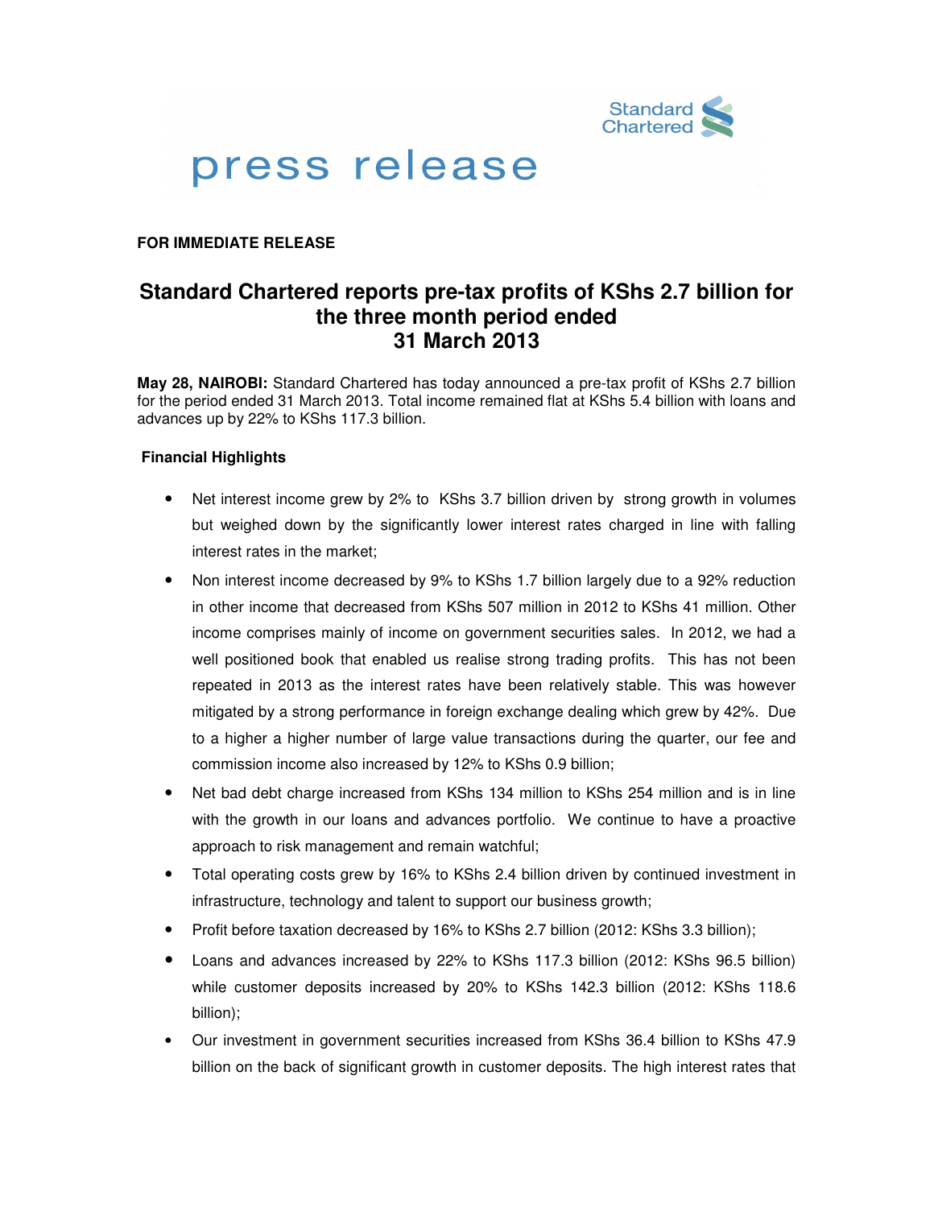# press release

**FOR IMMEDIATE RELEASE**

## Standard Chartered reports pre-tax profits of KShs 2.7 billion for the three month period ended 31 March 2013

**May 28, NAIROBI:** Standard Chartered has today announced a pre-tax profit of KShs 2.7 billion for the period ended 31 March 2013. Total income remained flat at KShs 5.4 billion with loans and advances up by 22% to KShs 117.3 billion.

**Financial Highlights**

- Net interest income grew by 2% to KShs 3.7 billion driven by strong growth in volumes but weighed down by the significantly lower interest rates charged in line with falling interest rates in the market;
- Non interest income decreased by 9% to KShs 1.7 billion largely due to a 92% reduction in other income that decreased from KShs 507 million in 2012 to KShs 41 million. Other income comprises mainly of income on government securities sales. In 2012, we had a well positioned book that enabled us realise strong trading profits. This has not been repeated in 2013 as the interest rates have been relatively stable. This was however mitigated by a strong performance in foreign exchange dealing which grew by 42%. Due to a higher a higher number of large value transactions during the quarter, our fee and commission income also increased by 12% to KShs 0.9 billion;
- Net bad debt charge increased from KShs 134 million to KShs 254 million and is in line with the growth in our loans and advances portfolio. We continue to have a proactive approach to risk management and remain watchful;
- Total operating costs grew by 16% to KShs 2.4 billion driven by continued investment in infrastructure, technology and talent to support our business growth;
- Profit before taxation decreased by 16% to KShs 2.7 billion (2012: KShs 3.3 billion);
- Loans and advances increased by 22% to KShs 117.3 billion (2012: KShs 96.5 billion) while customer deposits increased by 20% to KShs 142.3 billion (2012: KShs 118.6 billion);
- Our investment in government securities increased from KShs 36.4 billion to KShs 47.9 billion on the back of significant growth in customer deposits. The high interest rates that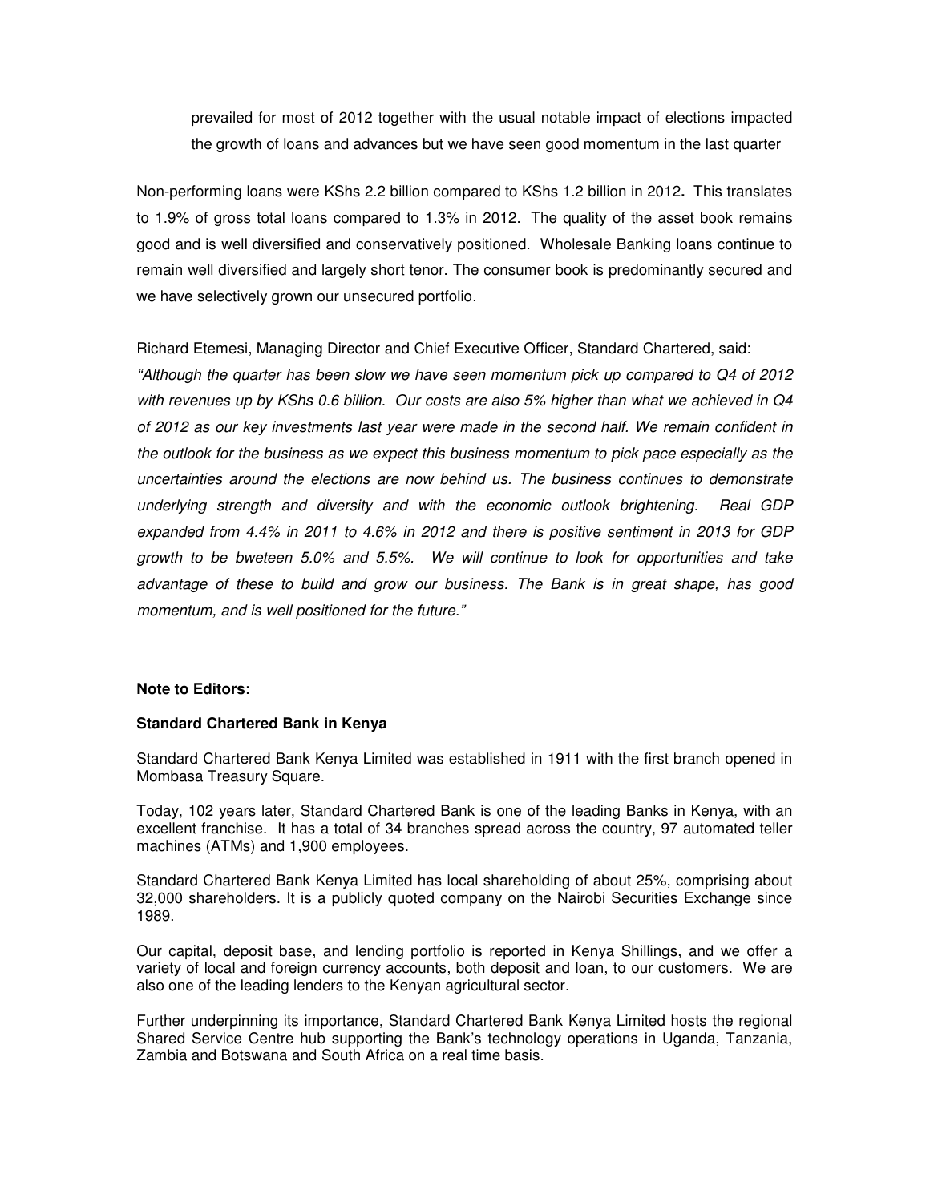prevailed for most of 2012 together with the usual notable impact of elections impacted the growth of loans and advances but we have seen good momentum in the last quarter

Non-performing loans were KShs 2.2 billion compared to KShs 1.2 billion in 2012**.** This translates to 1.9% of gross total loans compared to 1.3% in 2012. The quality of the asset book remains good and is well diversified and conservatively positioned. Wholesale Banking loans continue to remain well diversified and largely short tenor. The consumer book is predominantly secured and we have selectively grown our unsecured portfolio.

Richard Etemesi, Managing Director and Chief Executive Officer, Standard Chartered, said:
*"Although the quarter has been slow we have seen momentum pick up compared to Q4 of 2012 with revenues up by KShs 0.6 billion. Our costs are also 5% higher than what we achieved in Q4 of 2012 as our key investments last year were made in the second half. We remain confident in the outlook for the business as we expect this business momentum to pick pace especially as the uncertainties around the elections are now behind us. The business continues to demonstrate underlying strength and diversity and with the economic outlook brightening. Real GDP expanded from 4.4% in 2011 to 4.6% in 2012 and there is positive sentiment in 2013 for GDP growth to be bweteen 5.0% and 5.5%. We will continue to look for opportunities and take advantage of these to build and grow our business. The Bank is in great shape, has good momentum, and is well positioned for the future."*

**Note to Editors:**

**Standard Chartered Bank in Kenya**

Standard Chartered Bank Kenya Limited was established in 1911 with the first branch opened in Mombasa Treasury Square.

Today, 102 years later, Standard Chartered Bank is one of the leading Banks in Kenya, with an excellent franchise. It has a total of 34 branches spread across the country, 97 automated teller machines (ATMs) and 1,900 employees.

Standard Chartered Bank Kenya Limited has local shareholding of about 25%, comprising about 32,000 shareholders. It is a publicly quoted company on the Nairobi Securities Exchange since 1989.

Our capital, deposit base, and lending portfolio is reported in Kenya Shillings, and we offer a variety of local and foreign currency accounts, both deposit and loan, to our customers. We are also one of the leading lenders to the Kenyan agricultural sector.

Further underpinning its importance, Standard Chartered Bank Kenya Limited hosts the regional Shared Service Centre hub supporting the Bank's technology operations in Uganda, Tanzania, Zambia and Botswana and South Africa on a real time basis.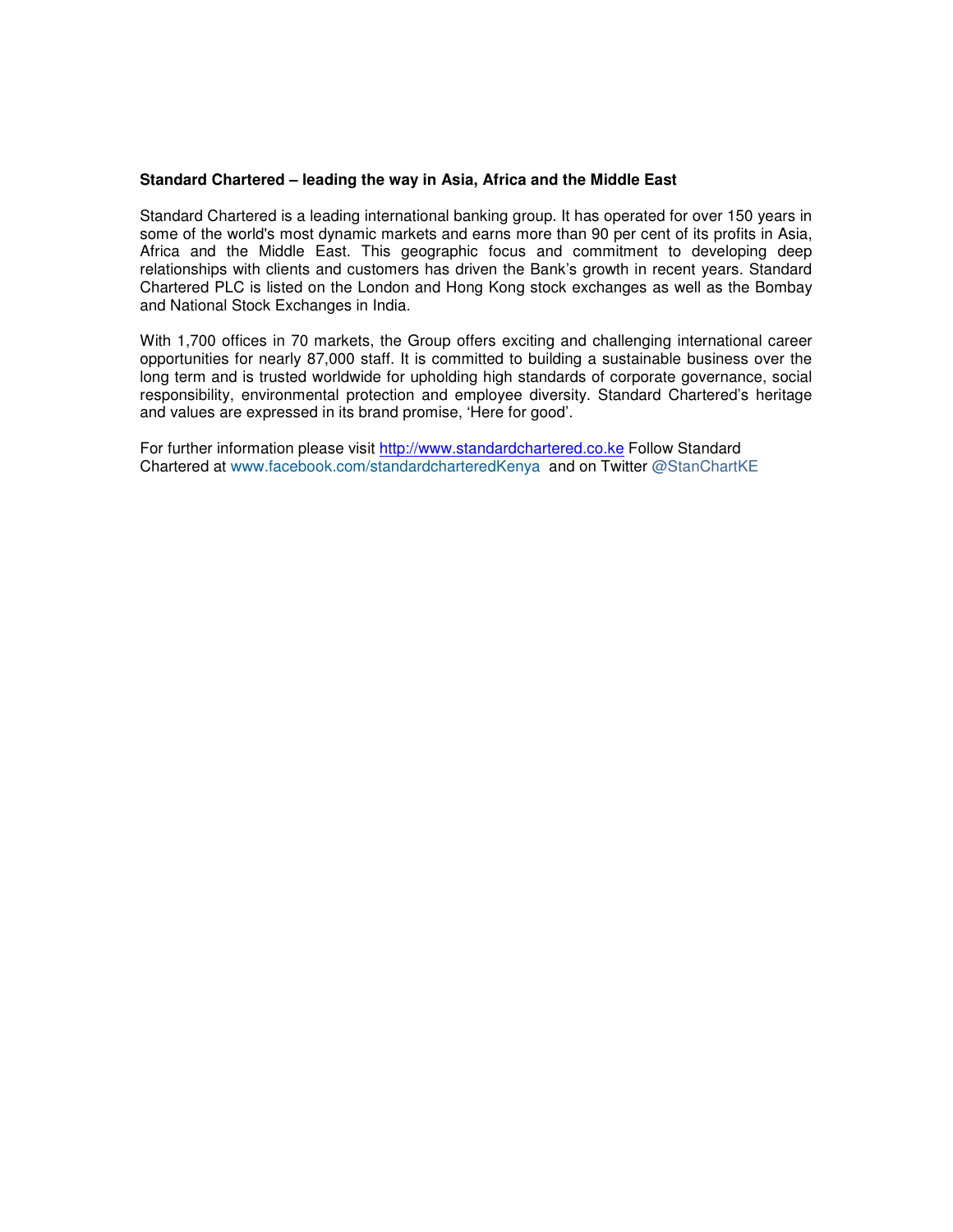**Standard Chartered – leading the way in Asia, Africa and the Middle East**

Standard Chartered is a leading international banking group. It has operated for over 150 years in some of the world's most dynamic markets and earns more than 90 per cent of its profits in Asia, Africa and the Middle East. This geographic focus and commitment to developing deep relationships with clients and customers has driven the Bank's growth in recent years. Standard Chartered PLC is listed on the London and Hong Kong stock exchanges as well as the Bombay and National Stock Exchanges in India.

With 1,700 offices in 70 markets, the Group offers exciting and challenging international career opportunities for nearly 87,000 staff. It is committed to building a sustainable business over the long term and is trusted worldwide for upholding high standards of corporate governance, social responsibility, environmental protection and employee diversity. Standard Chartered's heritage and values are expressed in its brand promise, 'Here for good'.

For further information please visit [http://www.standardchartered.co.ke](http://www.standardchartered.co.ke) Follow Standard Chartered at www.facebook.com/standardcharteredKenya and on Twitter @StanChartKE